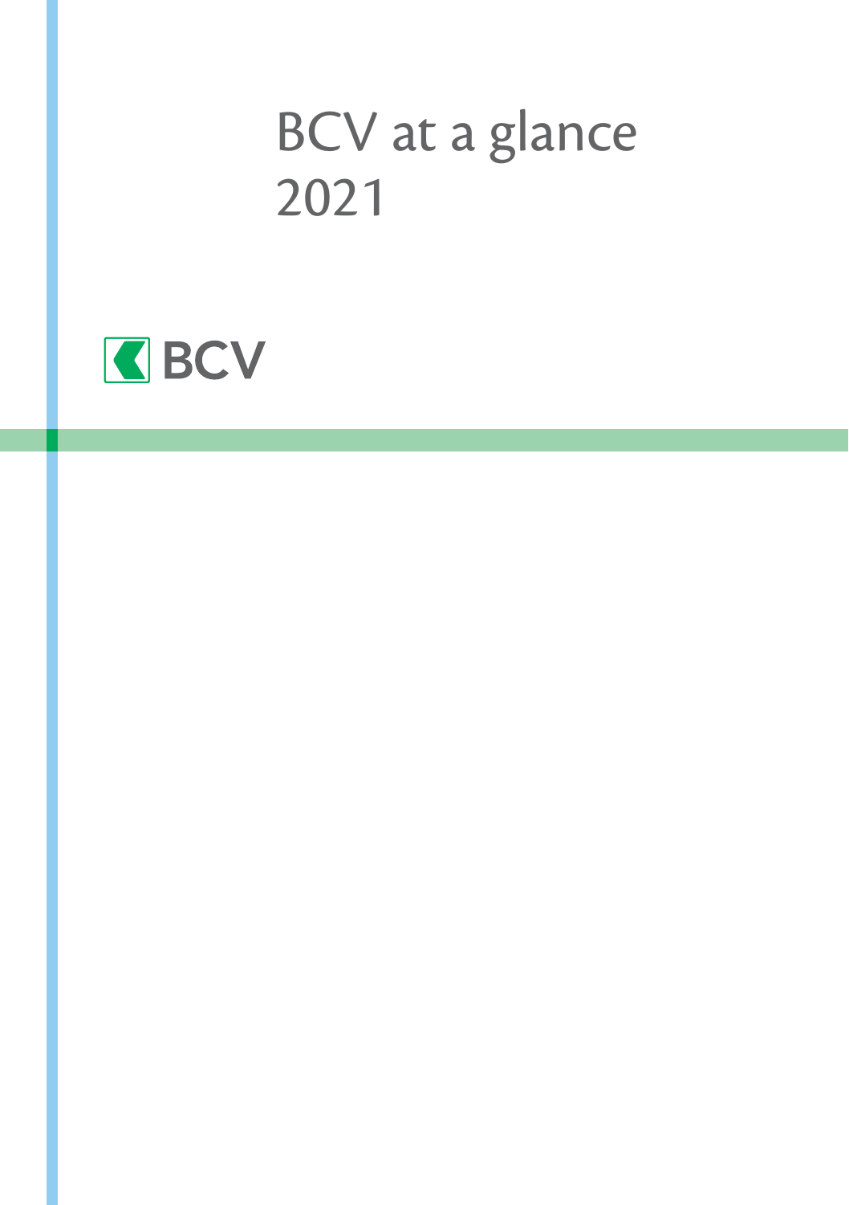# BCV at a glance 2021

BCV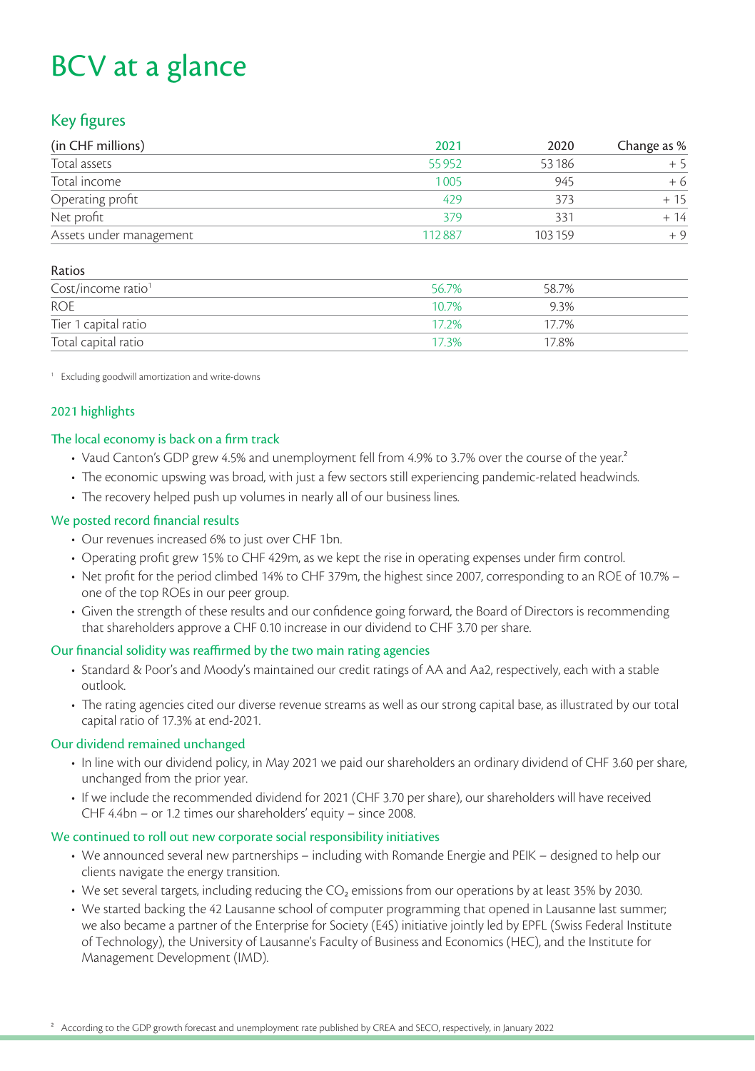# BCV at a glance

## Key figures

| (in CHF millions) | 2021 | 2020 | Change as % |
|---|---|---|---|
| Total assets | 55 952 | 53 186 | + 5 |
| Total income | 1 005 | 945 | + 6 |
| Operating profit | 429 | 373 | + 15 |
| Net profit | 379 | 331 | + 14 |
| Assets under management | 112 887 | 103 159 | + 9 |

| Ratios | | | |
|---|---|---|---|
| Cost/income ratio[1] | 56.7% | 58.7% | |
| ROE | 10.7% | 9.3% | |
| Tier 1 capital ratio | 17.2% | 17.7% | |
| Total capital ratio | 17.3% | 17.8% | |

[1] Excluding goodwill amortization and write-downs

### 2021 highlights

#### The local economy is back on a firm track

- Vaud Canton's GDP grew 4.5% and unemployment fell from 4.9% to 3.7% over the course of the year.[2]
- The economic upswing was broad, with just a few sectors still experiencing pandemic-related headwinds.
- The recovery helped push up volumes in nearly all of our business lines.

#### We posted record financial results

- Our revenues increased 6% to just over CHF 1bn.
- Operating profit grew 15% to CHF 429m, as we kept the rise in operating expenses under firm control.
- Net profit for the period climbed 14% to CHF 379m, the highest since 2007, corresponding to an ROE of 10.7% – one of the top ROEs in our peer group.
- Given the strength of these results and our confidence going forward, the Board of Directors is recommending that shareholders approve a CHF 0.10 increase in our dividend to CHF 3.70 per share.

#### Our financial solidity was reaffirmed by the two main rating agencies

- Standard & Poor's and Moody's maintained our credit ratings of AA and Aa2, respectively, each with a stable outlook.
- The rating agencies cited our diverse revenue streams as well as our strong capital base, as illustrated by our total capital ratio of 17.3% at end-2021.

#### Our dividend remained unchanged

- In line with our dividend policy, in May 2021 we paid our shareholders an ordinary dividend of CHF 3.60 per share, unchanged from the prior year.
- If we include the recommended dividend for 2021 (CHF 3.70 per share), our shareholders will have received CHF 4.4bn – or 1.2 times our shareholders' equity – since 2008.

#### We continued to roll out new corporate social responsibility initiatives

- We announced several new partnerships – including with Romande Energie and PEIK – designed to help our clients navigate the energy transition.
- We set several targets, including reducing the $CO_2$ emissions from our operations by at least 35% by 2030.
- We started backing the 42 Lausanne school of computer programming that opened in Lausanne last summer; we also became a partner of the Enterprise for Society (E4S) initiative jointly led by EPFL (Swiss Federal Institute of Technology), the University of Lausanne's Faculty of Business and Economics (HEC), and the Institute for Management Development (IMD).

[2] According to the GDP growth forecast and unemployment rate published by CREA and SECO, respectively, in January 2022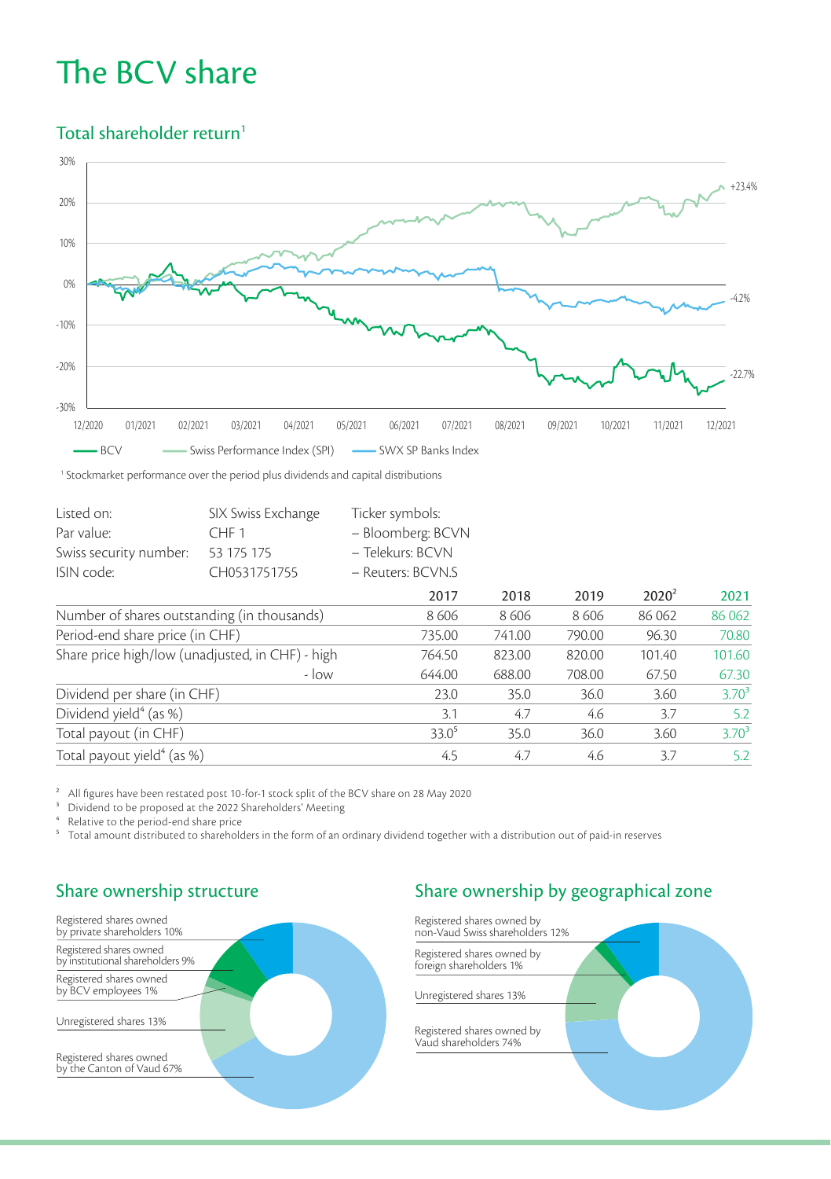# The BCV share

## Total shareholder return[1]

[1] Stockmarket performance over the period plus dividends and capital distributions

| Listed on: | SIX Swiss Exchange | Ticker symbols: |
|---|---|---|
| Par value: | CHF 1 | – Bloomberg: BCVN |
| Swiss security number: | 53 175 175 | – Telekurs: BCVN |
| ISIN code: | CH0531751755 | – Reuters: BCVN.S |

| | 2017 | 2018 | 2019 | 2020[2] | 2021 |
|---|---|---|---|---|---|
| Number of shares outstanding (in thousands) | 8 606 | 8 606 | 8 606 | 86 062 | 86 062 |
| Period-end share price (in CHF) | 735.00 | 741.00 | 790.00 | 96.30 | 70.80 |
| Share price high/low (unadjusted, in CHF) - high | 764.50 | 823.00 | 820.00 | 101.40 | 101.60 |
| - low | 644.00 | 688.00 | 708.00 | 67.50 | 67.30 |
| Dividend per share (in CHF) | 23.0 | 35.0 | 36.0 | 3.60 | 3.70[3] |
| Dividend yield[4] (as %) | 3.1 | 4.7 | 4.6 | 3.7 | 5.2 |
| Total payout (in CHF) | 33.0[5] | 35.0 | 36.0 | 3.60 | 3.70[3] |
| Total payout yield[4] (as %) | 4.5 | 4.7 | 4.6 | 3.7 | 5.2 |

[2] All figures have been restated post 10-for-1 stock split of the BCV share on 28 May 2020
[3] Dividend to be proposed at the 2022 Shareholders' Meeting
[4] Relative to the period-end share price
[5] Total amount distributed to shareholders in the form of an ordinary dividend together with a distribution out of paid-in reserves

## Share ownership structure

- Registered shares owned by private shareholders 10%
- Registered shares owned by institutional shareholders 9%
- Registered shares owned by BCV employees 1%
- Unregistered shares 13%
- Registered shares owned by the Canton of Vaud 67%

## Share ownership by geographical zone

- Registered shares owned by non-Vaud Swiss shareholders 12%
- Registered shares owned by foreign shareholders 1%
- Unregistered shares 13%
- Registered shares owned by Vaud shareholders 74%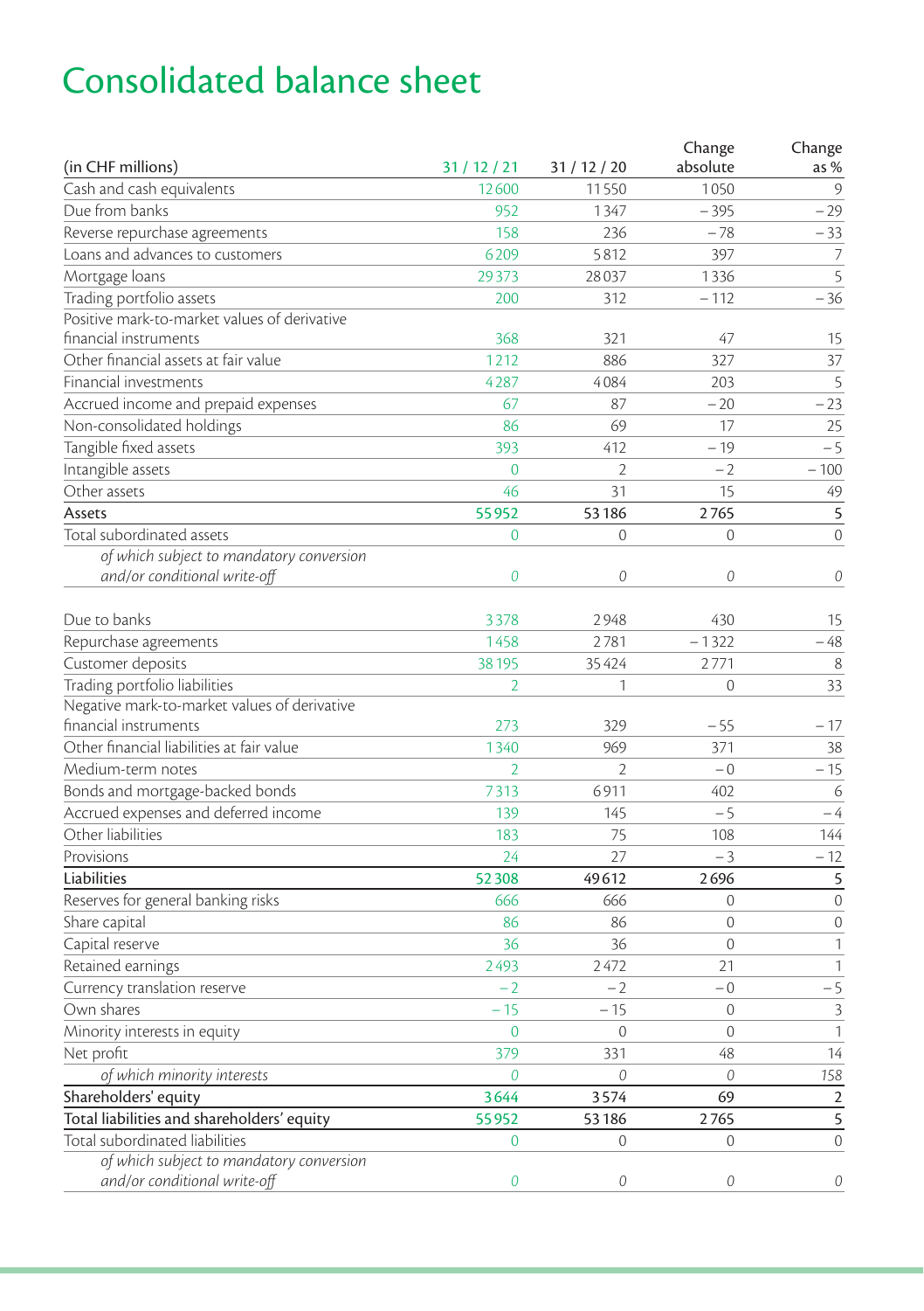# Consolidated balance sheet

| (in CHF millions) | 31 / 12 / 21 | 31 / 12 / 20 | Change absolute | Change as % |
|---|---|---|---|---|
| Cash and cash equivalents | 12 600 | 11 550 | 1 050 | 9 |
| Due from banks | 952 | 1 347 | – 395 | – 29 |
| Reverse repurchase agreements | 158 | 236 | – 78 | – 33 |
| Loans and advances to customers | 6 209 | 5 812 | 397 | 7 |
| Mortgage loans | 29 373 | 28 037 | 1 336 | 5 |
| Trading portfolio assets | 200 | 312 | – 112 | – 36 |
| Positive mark-to-market values of derivative financial instruments | 368 | 321 | 47 | 15 |
| Other financial assets at fair value | 1 212 | 886 | 327 | 37 |
| Financial investments | 4 287 | 4 084 | 203 | 5 |
| Accrued income and prepaid expenses | 67 | 87 | – 20 | – 23 |
| Non-consolidated holdings | 86 | 69 | 17 | 25 |
| Tangible fixed assets | 393 | 412 | – 19 | – 5 |
| Intangible assets | 0 | 2 | – 2 | – 100 |
| Other assets | 46 | 31 | 15 | 49 |
| **Assets** | **55 952** | **53 186** | **2 765** | **5** |
| Total subordinated assets | 0 | 0 | 0 | 0 |
| *of which subject to mandatory conversion and/or conditional write-off* | *0* | *0* | *0* | *0* |
| | | | | |
| Due to banks | 3 378 | 2 948 | 430 | 15 |
| Repurchase agreements | 1 458 | 2 781 | – 1 322 | – 48 |
| Customer deposits | 38 195 | 35 424 | 2 771 | 8 |
| Trading portfolio liabilities | 2 | 1 | 0 | 33 |
| Negative mark-to-market values of derivative financial instruments | 273 | 329 | – 55 | – 17 |
| Other financial liabilities at fair value | 1 340 | 969 | 371 | 38 |
| Medium-term notes | 2 | 2 | – 0 | – 15 |
| Bonds and mortgage-backed bonds | 7 313 | 6 911 | 402 | 6 |
| Accrued expenses and deferred income | 139 | 145 | – 5 | – 4 |
| Other liabilities | 183 | 75 | 108 | 144 |
| Provisions | 24 | 27 | – 3 | – 12 |
| **Liabilities** | **52 308** | **49 612** | **2 696** | **5** |
| Reserves for general banking risks | 666 | 666 | 0 | 0 |
| Share capital | 86 | 86 | 0 | 0 |
| Capital reserve | 36 | 36 | 0 | 1 |
| Retained earnings | 2 493 | 2 472 | 21 | 1 |
| Currency translation reserve | – 2 | – 2 | – 0 | – 5 |
| Own shares | – 15 | – 15 | 0 | 3 |
| Minority interests in equity | 0 | 0 | 0 | 1 |
| Net profit | 379 | 331 | 48 | 14 |
| *of which minority interests* | *0* | *0* | *0* | *158* |
| **Shareholders' equity** | **3 644** | **3 574** | **69** | **2** |
| **Total liabilities and shareholders' equity** | **55 952** | **53 186** | **2 765** | **5** |
| Total subordinated liabilities | 0 | 0 | 0 | 0 |
| *of which subject to mandatory conversion and/or conditional write-off* | *0* | *0* | *0* | *0* |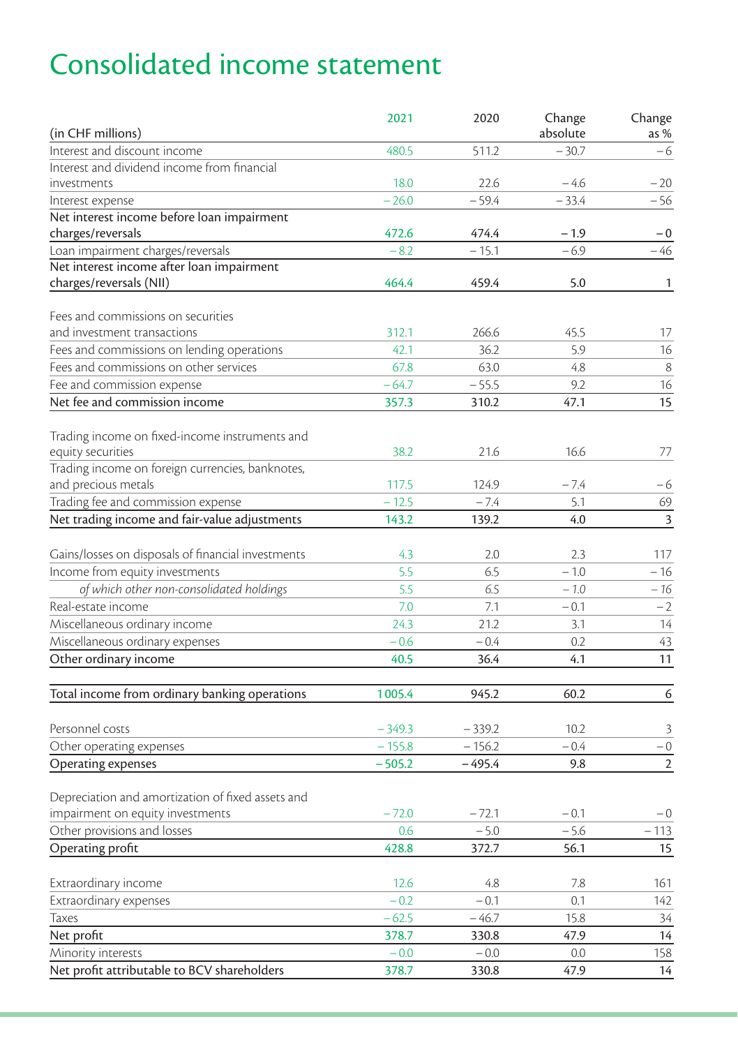# Consolidated income statement

| (in CHF millions) | 2021 | 2020 | Change absolute | Change as % |
|---|---|---|---|---|
| Interest and discount income | 480.5 | 511.2 | – 30.7 | – 6 |
| Interest and dividend income from financial investments | 18.0 | 22.6 | – 4.6 | – 20 |
| Interest expense | – 26.0 | – 59.4 | – 33.4 | – 56 |
| **Net interest income before loan impairment charges/reversals** | **472.6** | **474.4** | **– 1.9** | **– 0** |
| Loan impairment charges/reversals | – 8.2 | – 15.1 | – 6.9 | – 46 |
| **Net interest income after loan impairment charges/reversals (NII)** | **464.4** | **459.4** | **5.0** | **1** |
| Fees and commissions on securities and investment transactions | 312.1 | 266.6 | 45.5 | 17 |
| Fees and commissions on lending operations | 42.1 | 36.2 | 5.9 | 16 |
| Fees and commissions on other services | 67.8 | 63.0 | 4.8 | 8 |
| Fee and commission expense | – 64.7 | – 55.5 | 9.2 | 16 |
| **Net fee and commission income** | **357.3** | **310.2** | **47.1** | **15** |
| Trading income on fixed-income instruments and equity securities | 38.2 | 21.6 | 16.6 | 77 |
| Trading income on foreign currencies, banknotes, and precious metals | 117.5 | 124.9 | – 7.4 | – 6 |
| Trading fee and commission expense | – 12.5 | – 7.4 | 5.1 | 69 |
| **Net trading income and fair-value adjustments** | **143.2** | **139.2** | **4.0** | **3** |
| Gains/losses on disposals of financial investments | 4.3 | 2.0 | 2.3 | 117 |
| Income from equity investments | 5.5 | 6.5 | – 1.0 | – 16 |
| *of which other non-consolidated holdings* | *5.5* | *6.5* | *– 1.0* | *– 16* |
| Real-estate income | 7.0 | 7.1 | – 0.1 | – 2 |
| Miscellaneous ordinary income | 24.3 | 21.2 | 3.1 | 14 |
| Miscellaneous ordinary expenses | – 0.6 | – 0.4 | 0.2 | 43 |
| **Other ordinary income** | **40.5** | **36.4** | **4.1** | **11** |
| **Total income from ordinary banking operations** | **1 005.4** | **945.2** | **60.2** | **6** |
| Personnel costs | – 349.3 | – 339.2 | 10.2 | 3 |
| Other operating expenses | – 155.8 | – 156.2 | – 0.4 | – 0 |
| **Operating expenses** | **– 505.2** | **– 495.4** | **9.8** | **2** |
| Depreciation and amortization of fixed assets and impairment on equity investments | – 72.0 | – 72.1 | – 0.1 | – 0 |
| Other provisions and losses | 0.6 | – 5.0 | – 5.6 | – 113 |
| **Operating profit** | **428.8** | **372.7** | **56.1** | **15** |
| Extraordinary income | 12.6 | 4.8 | 7.8 | 161 |
| Extraordinary expenses | – 0.2 | – 0.1 | 0.1 | 142 |
| Taxes | – 62.5 | – 46.7 | 15.8 | 34 |
| **Net profit** | **378.7** | **330.8** | **47.9** | **14** |
| Minority interests | – 0.0 | – 0.0 | 0.0 | 158 |
| **Net profit attributable to BCV shareholders** | **378.7** | **330.8** | **47.9** | **14** |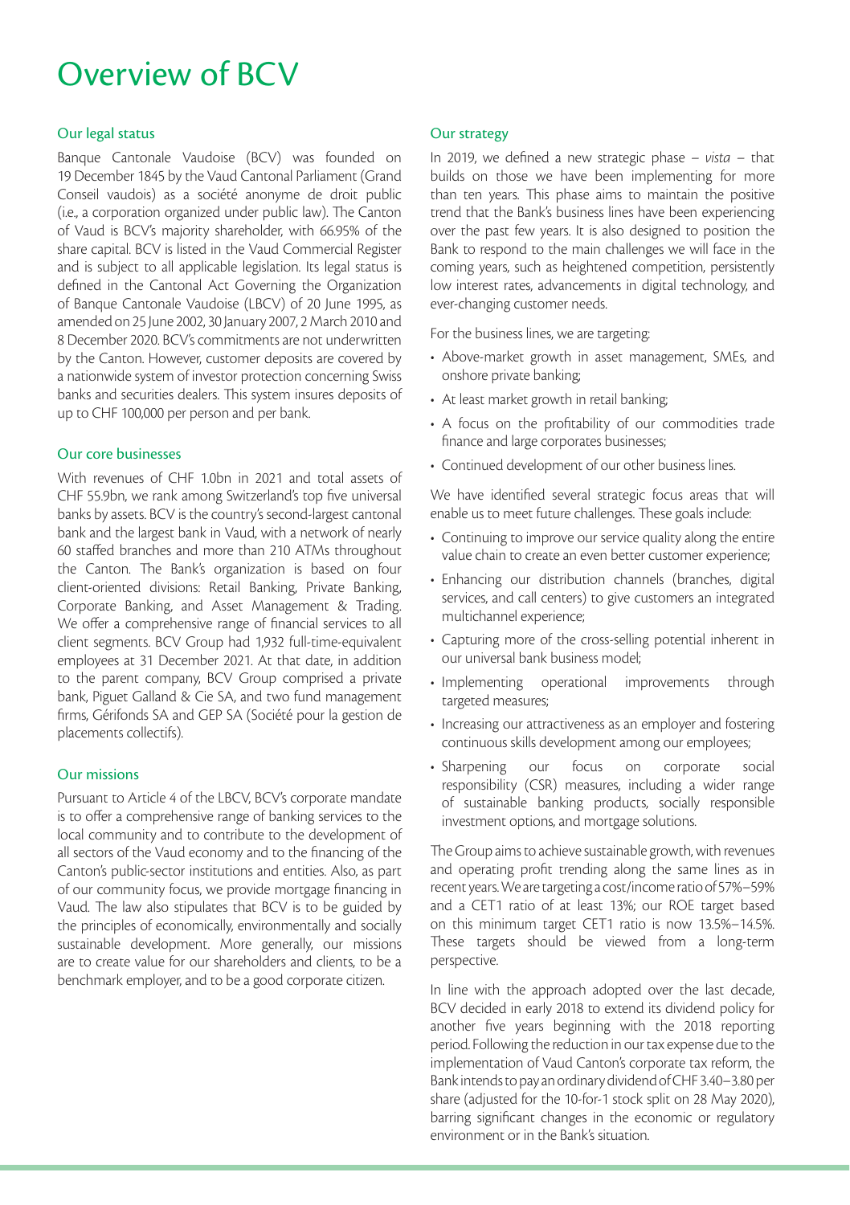# Overview of BCV

## Our legal status

Banque Cantonale Vaudoise (BCV) was founded on 19 December 1845 by the Vaud Cantonal Parliament (Grand Conseil vaudois) as a société anonyme de droit public (i.e., a corporation organized under public law). The Canton of Vaud is BCV's majority shareholder, with 66.95% of the share capital. BCV is listed in the Vaud Commercial Register and is subject to all applicable legislation. Its legal status is defined in the Cantonal Act Governing the Organization of Banque Cantonale Vaudoise (LBCV) of 20 June 1995, as amended on 25 June 2002, 30 January 2007, 2 March 2010 and 8 December 2020. BCV's commitments are not underwritten by the Canton. However, customer deposits are covered by a nationwide system of investor protection concerning Swiss banks and securities dealers. This system insures deposits of up to CHF 100,000 per person and per bank.

## Our core businesses

With revenues of CHF 1.0bn in 2021 and total assets of CHF 55.9bn, we rank among Switzerland's top five universal banks by assets. BCV is the country's second-largest cantonal bank and the largest bank in Vaud, with a network of nearly 60 staffed branches and more than 210 ATMs throughout the Canton. The Bank's organization is based on four client-oriented divisions: Retail Banking, Private Banking, Corporate Banking, and Asset Management & Trading. We offer a comprehensive range of financial services to all client segments. BCV Group had 1,932 full-time-equivalent employees at 31 December 2021. At that date, in addition to the parent company, BCV Group comprised a private bank, Piguet Galland & Cie SA, and two fund management firms, Gérifonds SA and GEP SA (Société pour la gestion de placements collectifs).

## Our missions

Pursuant to Article 4 of the LBCV, BCV's corporate mandate is to offer a comprehensive range of banking services to the local community and to contribute to the development of all sectors of the Vaud economy and to the financing of the Canton's public-sector institutions and entities. Also, as part of our community focus, we provide mortgage financing in Vaud. The law also stipulates that BCV is to be guided by the principles of economically, environmentally and socially sustainable development. More generally, our missions are to create value for our shareholders and clients, to be a benchmark employer, and to be a good corporate citizen.

## Our strategy

In 2019, we defined a new strategic phase – *vista* – that builds on those we have been implementing for more than ten years. This phase aims to maintain the positive trend that the Bank's business lines have been experiencing over the past few years. It is also designed to position the Bank to respond to the main challenges we will face in the coming years, such as heightened competition, persistently low interest rates, advancements in digital technology, and ever-changing customer needs.

For the business lines, we are targeting:

- Above-market growth in asset management, SMEs, and onshore private banking;
- At least market growth in retail banking;
- A focus on the profitability of our commodities trade finance and large corporates businesses;
- Continued development of our other business lines.

We have identified several strategic focus areas that will enable us to meet future challenges. These goals include:

- Continuing to improve our service quality along the entire value chain to create an even better customer experience;
- Enhancing our distribution channels (branches, digital services, and call centers) to give customers an integrated multichannel experience;
- Capturing more of the cross-selling potential inherent in our universal bank business model;
- Implementing operational improvements through targeted measures;
- Increasing our attractiveness as an employer and fostering continuous skills development among our employees;
- Sharpening our focus on corporate social responsibility (CSR) measures, including a wider range of sustainable banking products, socially responsible investment options, and mortgage solutions.

The Group aims to achieve sustainable growth, with revenues and operating profit trending along the same lines as in recent years. We are targeting a cost/income ratio of 57%–59% and a CET1 ratio of at least 13%; our ROE target based on this minimum target CET1 ratio is now 13.5%–14.5%. These targets should be viewed from a long-term perspective.

In line with the approach adopted over the last decade, BCV decided in early 2018 to extend its dividend policy for another five years beginning with the 2018 reporting period. Following the reduction in our tax expense due to the implementation of Vaud Canton's corporate tax reform, the Bank intends to pay an ordinary dividend of CHF 3.40–3.80 per share (adjusted for the 10-for-1 stock split on 28 May 2020), barring significant changes in the economic or regulatory environment or in the Bank's situation.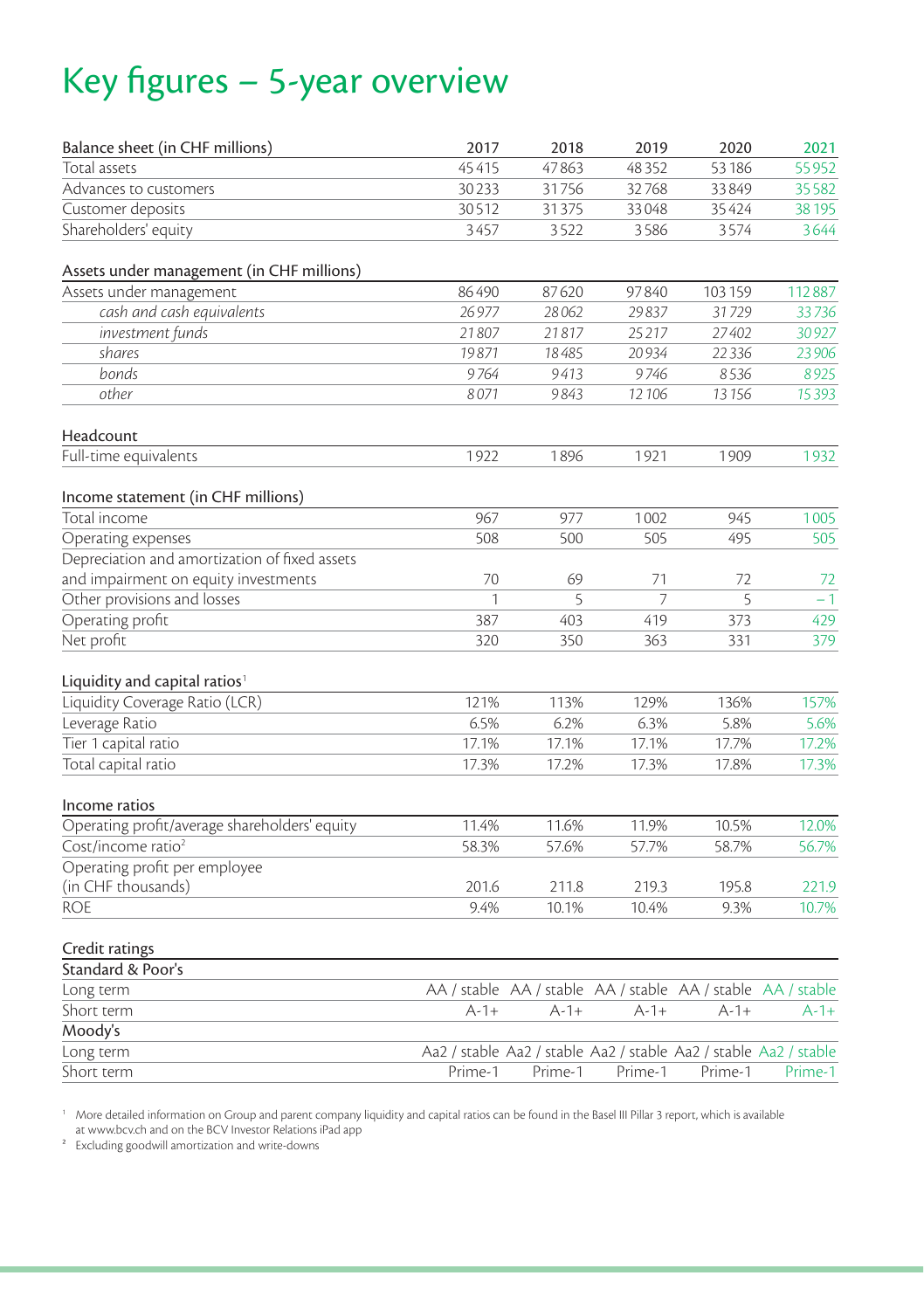# Key figures – 5-year overview

| Balance sheet (in CHF millions) | 2017 | 2018 | 2019 | 2020 | 2021 |
|---|---|---|---|---|---|
| Total assets | 45 415 | 47 863 | 48 352 | 53 186 | 55 952 |
| Advances to customers | 30 233 | 31 756 | 32 768 | 33 849 | 35 582 |
| Customer deposits | 30 512 | 31 375 | 33 048 | 35 424 | 38 195 |
| Shareholders' equity | 3 457 | 3 522 | 3 586 | 3 574 | 3 644 |

| Assets under management (in CHF millions) | 2017 | 2018 | 2019 | 2020 | 2021 |
|---|---|---|---|---|---|
| Assets under management | 86 490 | 87 620 | 97 840 | 103 159 | 112 887 |
| *cash and cash equivalents* | *26 977* | *28 062* | *29 837* | *31 729* | *33 736* |
| *investment funds* | *21 807* | *21 817* | *25 217* | *27 402* | *30 927* |
| *shares* | *19 871* | *18 485* | *20 934* | *22 336* | *23 906* |
| *bonds* | *9 764* | *9 413* | *9 746* | *8 536* | *8 925* |
| *other* | *8 071* | *9 843* | *12 106* | *13 156* | *15 393* |

| Headcount | 2017 | 2018 | 2019 | 2020 | 2021 |
|---|---|---|---|---|---|
| Full-time equivalents | 1 922 | 1 896 | 1 921 | 1 909 | 1 932 |

| Income statement (in CHF millions) | 2017 | 2018 | 2019 | 2020 | 2021 |
|---|---|---|---|---|---|
| Total income | 967 | 977 | 1 002 | 945 | 1 005 |
| Operating expenses | 508 | 500 | 505 | 495 | 505 |
| Depreciation and amortization of fixed assets and impairment on equity investments | 70 | 69 | 71 | 72 | 72 |
| Other provisions and losses | 1 | 5 | 7 | 5 | – 1 |
| Operating profit | 387 | 403 | 419 | 373 | 429 |
| Net profit | 320 | 350 | 363 | 331 | 379 |

| Liquidity and capital ratios[1] | 2017 | 2018 | 2019 | 2020 | 2021 |
|---|---|---|---|---|---|
| Liquidity Coverage Ratio (LCR) | 121% | 113% | 129% | 136% | 157% |
| Leverage Ratio | 6.5% | 6.2% | 6.3% | 5.8% | 5.6% |
| Tier 1 capital ratio | 17.1% | 17.1% | 17.1% | 17.7% | 17.2% |
| Total capital ratio | 17.3% | 17.2% | 17.3% | 17.8% | 17.3% |

| Income ratios | 2017 | 2018 | 2019 | 2020 | 2021 |
|---|---|---|---|---|---|
| Operating profit/average shareholders' equity | 11.4% | 11.6% | 11.9% | 10.5% | 12.0% |
| Cost/income ratio[2] | 58.3% | 57.6% | 57.7% | 58.7% | 56.7% |
| Operating profit per employee (in CHF thousands) | 201.6 | 211.8 | 219.3 | 195.8 | 221.9 |
| ROE | 9.4% | 10.1% | 10.4% | 9.3% | 10.7% |

| Credit ratings | 2017 | 2018 | 2019 | 2020 | 2021 |
|---|---|---|---|---|---|
| **Standard & Poor's** | | | | | |
| Long term | AA / stable | AA / stable | AA / stable | AA / stable | AA / stable |
| Short term | A-1+ | A-1+ | A-1+ | A-1+ | A-1+ |
| **Moody's** | | | | | |
| Long term | Aa2 / stable | Aa2 / stable | Aa2 / stable | Aa2 / stable | Aa2 / stable |
| Short term | Prime-1 | Prime-1 | Prime-1 | Prime-1 | Prime-1 |

[1] More detailed information on Group and parent company liquidity and capital ratios can be found in the Basel III Pillar 3 report, which is available at www.bcv.ch and on the BCV Investor Relations iPad app

[2] Excluding goodwill amortization and write-downs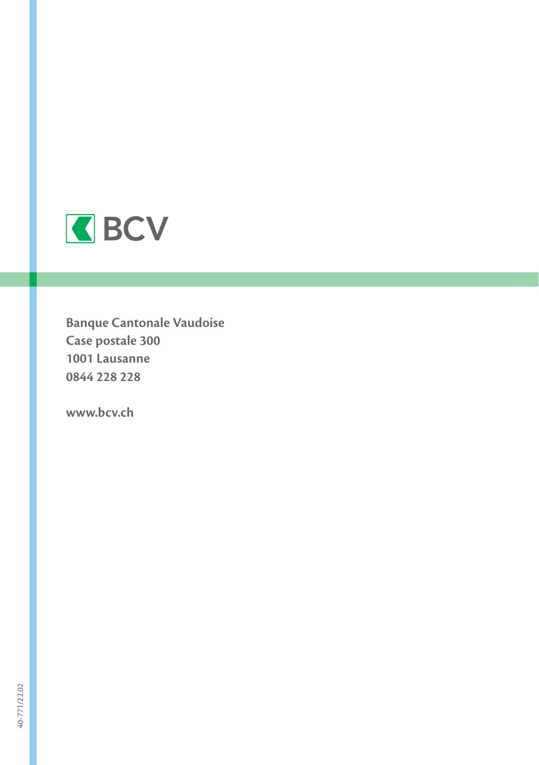BCV

**Banque Cantonale Vaudoise**
**Case postale 300**
**1001 Lausanne**
**0844 228 228**

**www.bcv.ch**

40-771/22.02